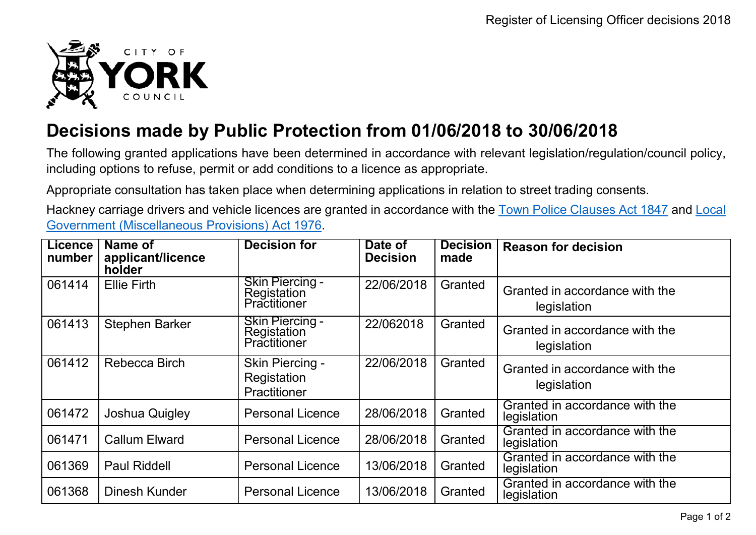# Decisions made by Public Protection from 01/06/2018 to 30/06/2018

The following granted applications have been determined in accordance with relevant legislation/regulation/council policy, including options to refuse, permit or add conditions to a licence as appropriate.

Appropriate consultation has taken place when determining applications in relation to street trading consents.

Hackney carriage drivers and vehicle licences are granted in accordance with the Town Police Clauses Act 1847 and Local Government (Miscellaneous Provisions) Act 1976.

| Licence number | Name of applicant/licence holder | Decision for | Date of Decision | Decision made | Reason for decision |
|---|---|---|---|---|---|
| 061414 | Ellie Firth | Skin Piercing - Registation Practitioner | 22/06/2018 | Granted | Granted in accordance with the legislation |
| 061413 | Stephen Barker | Skin Piercing - Registation Practitioner | 22/062018 | Granted | Granted in accordance with the legislation |
| 061412 | Rebecca Birch | Skin Piercing - Registation Practitioner | 22/06/2018 | Granted | Granted in accordance with the legislation |
| 061472 | Joshua Quigley | Personal Licence | 28/06/2018 | Granted | Granted in accordance with the legislation |
| 061471 | Callum Elward | Personal Licence | 28/06/2018 | Granted | Granted in accordance with the legislation |
| 061369 | Paul Riddell | Personal Licence | 13/06/2018 | Granted | Granted in accordance with the legislation |
| 061368 | Dinesh Kunder | Personal Licence | 13/06/2018 | Granted | Granted in accordance with the legislation |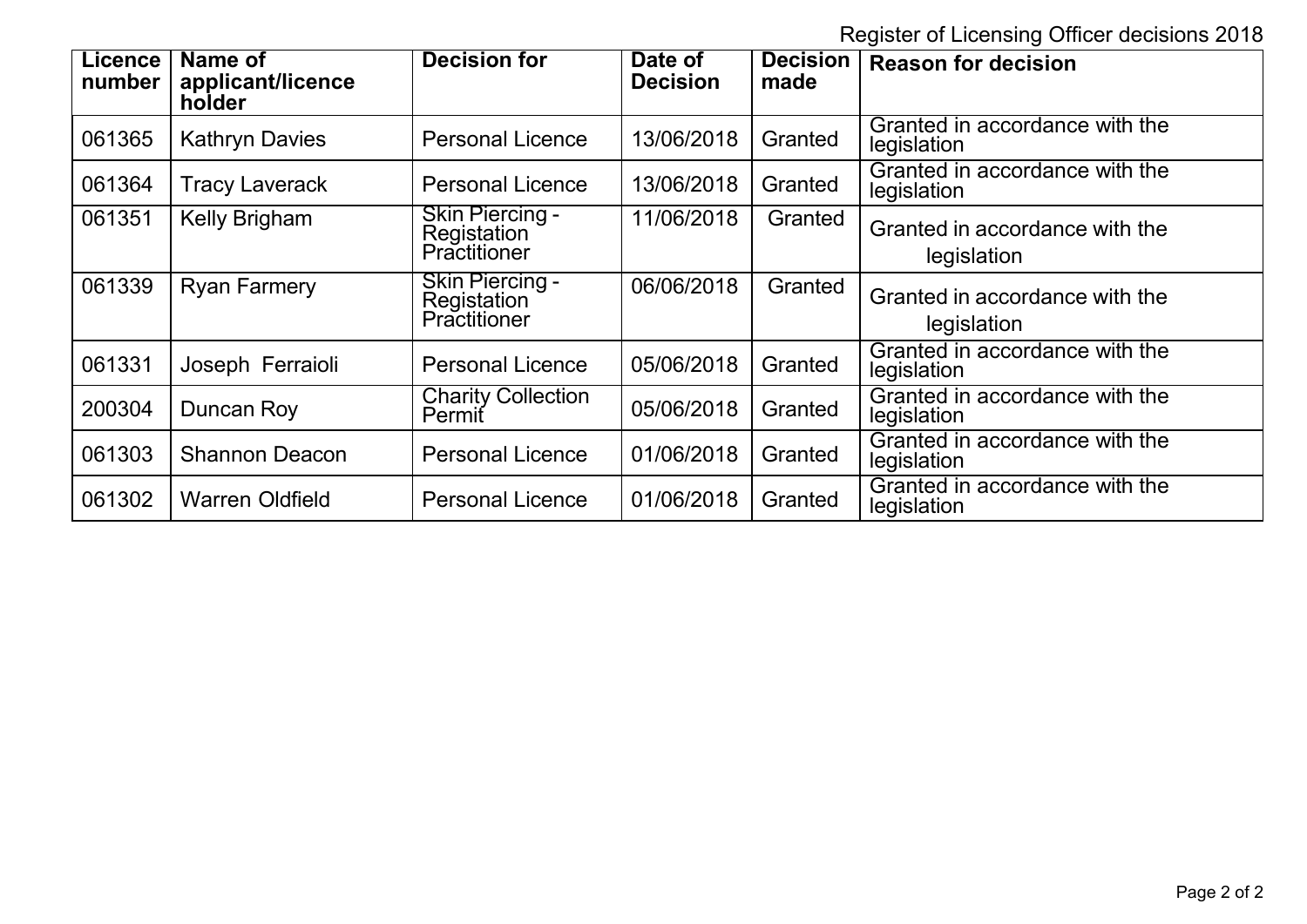Register of Licensing Officer decisions 2018

| Licence number | Name of applicant/licence holder | Decision for | Date of Decision | Decision made | Reason for decision |
| --- | --- | --- | --- | --- | --- |
| 061365 | Kathryn Davies | Personal Licence | 13/06/2018 | Granted | Granted in accordance with the legislation |
| 061364 | Tracy Laverack | Personal Licence | 13/06/2018 | Granted | Granted in accordance with the legislation |
| 061351 | Kelly Brigham | Skin Piercing - Registation Practitioner | 11/06/2018 | Granted | Granted in accordance with the legislation |
| 061339 | Ryan Farmery | Skin Piercing - Registation Practitioner | 06/06/2018 | Granted | Granted in accordance with the legislation |
| 061331 | Joseph Ferraioli | Personal Licence | 05/06/2018 | Granted | Granted in accordance with the legislation |
| 200304 | Duncan Roy | Charity Collection Permit | 05/06/2018 | Granted | Granted in accordance with the legislation |
| 061303 | Shannon Deacon | Personal Licence | 01/06/2018 | Granted | Granted in accordance with the legislation |
| 061302 | Warren Oldfield | Personal Licence | 01/06/2018 | Granted | Granted in accordance with the legislation |